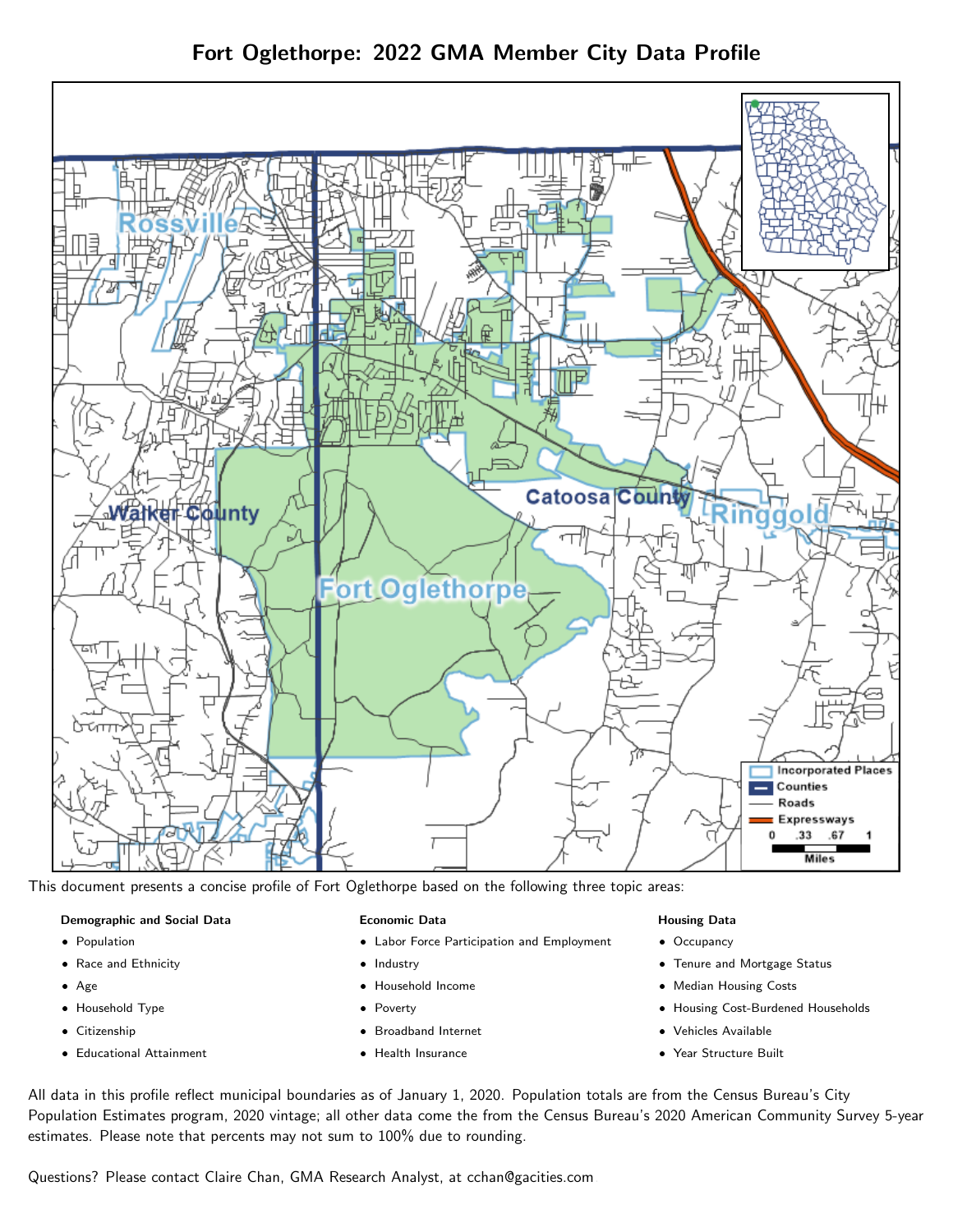# Fort Oglethorpe: 2022 GMA Member City Data Profile

This document presents a concise profile of Fort Oglethorpe based on the following three topic areas:

**Demographic and Social Data**

- Population
- Race and Ethnicity
- Age
- Household Type
- Citizenship
- Educational Attainment

**Economic Data**

- Labor Force Participation and Employment
- Industry
- Household Income
- Poverty
- Broadband Internet
- Health Insurance

**Housing Data**

- Occupancy
- Tenure and Mortgage Status
- Median Housing Costs
- Housing Cost-Burdened Households
- Vehicles Available
- Year Structure Built

All data in this profile reflect municipal boundaries as of January 1, 2020. Population totals are from the Census Bureau's City Population Estimates program, 2020 vintage; all other data come the from the Census Bureau's 2020 American Community Survey 5-year estimates. Please note that percents may not sum to 100% due to rounding.

Questions? Please contact Claire Chan, GMA Research Analyst, at cchan@gacities.com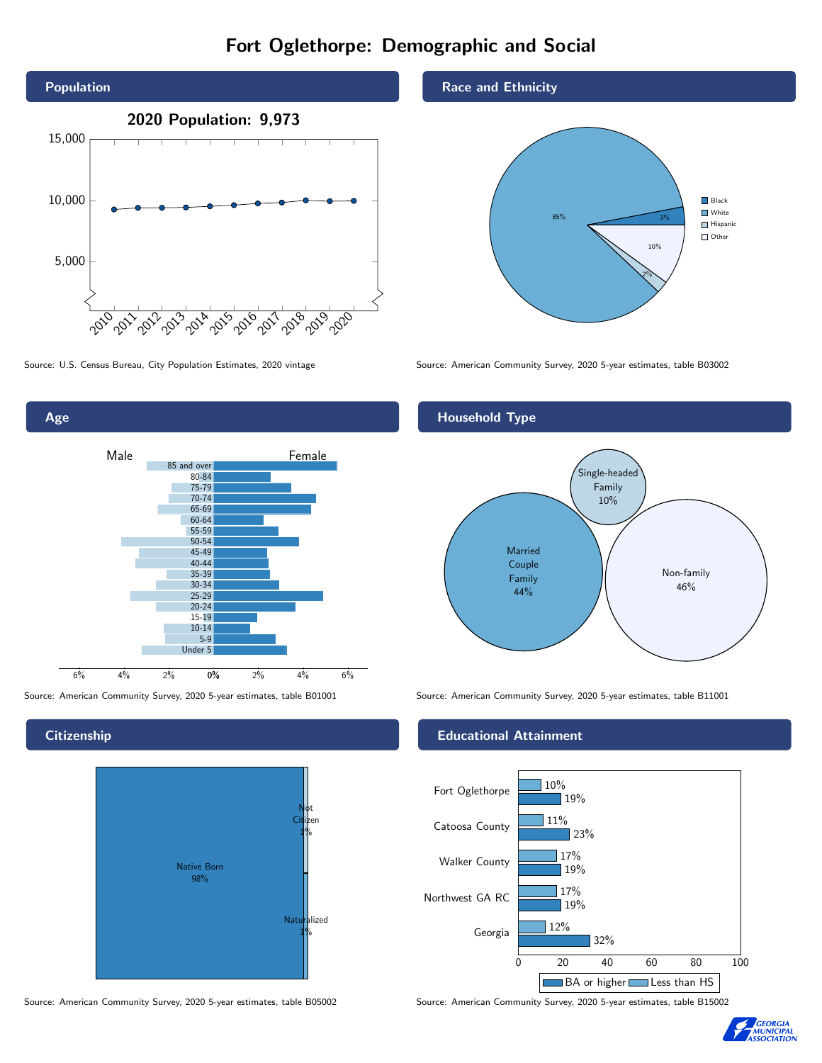# Fort Oglethorpe: Demographic and Social

## Population

2020 Population: 9,973

Source: U.S. Census Bureau, City Population Estimates, 2020 vintage

## Race and Ethnicity

| Race/Ethnicity | Percent |
|---|---|
| Black | 3% |
| White | 85% |
| Hispanic | 2% |
| Other | 10% |

Source: American Community Survey, 2020 5-year estimates, table B03002

## Age

Source: American Community Survey, 2020 5-year estimates, table B01001

## Household Type

| Household Type | Percent |
|---|---|
| Married Couple Family | 44% |
| Single-headed Family | 10% |
| Non-family | 46% |

Source: American Community Survey, 2020 5-year estimates, table B11001

## Citizenship

| Citizenship | Percent |
|---|---|
| Native Born | 98% |
| Not Citizen | 1% |
| Naturalized | 1% |

Source: American Community Survey, 2020 5-year estimates, table B05002

## Educational Attainment

| Area | Less than HS | BA or higher |
|---|---|---|
| Fort Oglethorpe | 10% | 19% |
| Catoosa County | 11% | 23% |
| Walker County | 17% | 19% |
| Northwest GA RC | 17% | 19% |
| Georgia | 12% | 32% |

Source: American Community Survey, 2020 5-year estimates, table B15002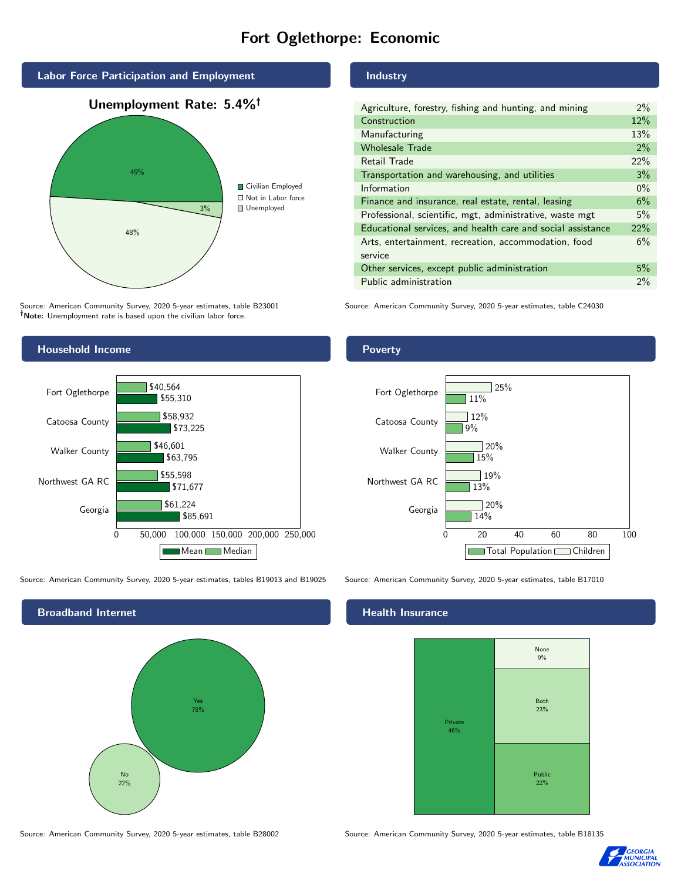# Fort Oglethorpe: Economic

## Labor Force Participation and Employment

**Unemployment Rate: 5.4%†**

| Category | Percent |
|---|---|
| Civilian Employed | 49% |
| Not in Labor force | 48% |
| Unemployed | 3% |

Source: American Community Survey, 2020 5-year estimates, table B23001
**†Note:** Unemployment rate is based upon the civilian labor force.

## Industry

| Industry | Percent |
|---|---|
| Agriculture, forestry, fishing and hunting, and mining | 2% |
| Construction | 12% |
| Manufacturing | 13% |
| Wholesale Trade | 2% |
| Retail Trade | 22% |
| Transportation and warehousing, and utilities | 3% |
| Information | 0% |
| Finance and insurance, real estate, rental, leasing | 6% |
| Professional, scientific, mgt, administrative, waste mgt | 5% |
| Educational services, and health care and social assistance | 22% |
| Arts, entertainment, recreation, accommodation, food service | 6% |
| Other services, except public administration | 5% |
| Public administration | 2% |

Source: American Community Survey, 2020 5-year estimates, table C24030

## Household Income

| | Median | Mean |
|---|---|---|
| Fort Oglethorpe | $40,564 | $55,310 |
| Catoosa County | $58,932 | $73,225 |
| Walker County | $46,601 | $63,795 |
| Northwest GA RC | $55,598 | $71,677 |
| Georgia | $61,224 | $85,691 |

Source: American Community Survey, 2020 5-year estimates, tables B19013 and B19025

## Poverty

| | Children | Total Population |
|---|---|---|
| Fort Oglethorpe | 25% | 11% |
| Catoosa County | 12% | 9% |
| Walker County | 20% | 15% |
| Northwest GA RC | 19% | 13% |
| Georgia | 20% | 14% |

Source: American Community Survey, 2020 5-year estimates, table B17010

## Broadband Internet

| | Percent |
|---|---|
| Yes | 78% |
| No | 22% |

Source: American Community Survey, 2020 5-year estimates, table B28002

## Health Insurance

| | Percent |
|---|---|
| Private | 46% |
| Both | 23% |
| Public | 22% |
| None | 9% |

Source: American Community Survey, 2020 5-year estimates, table B18135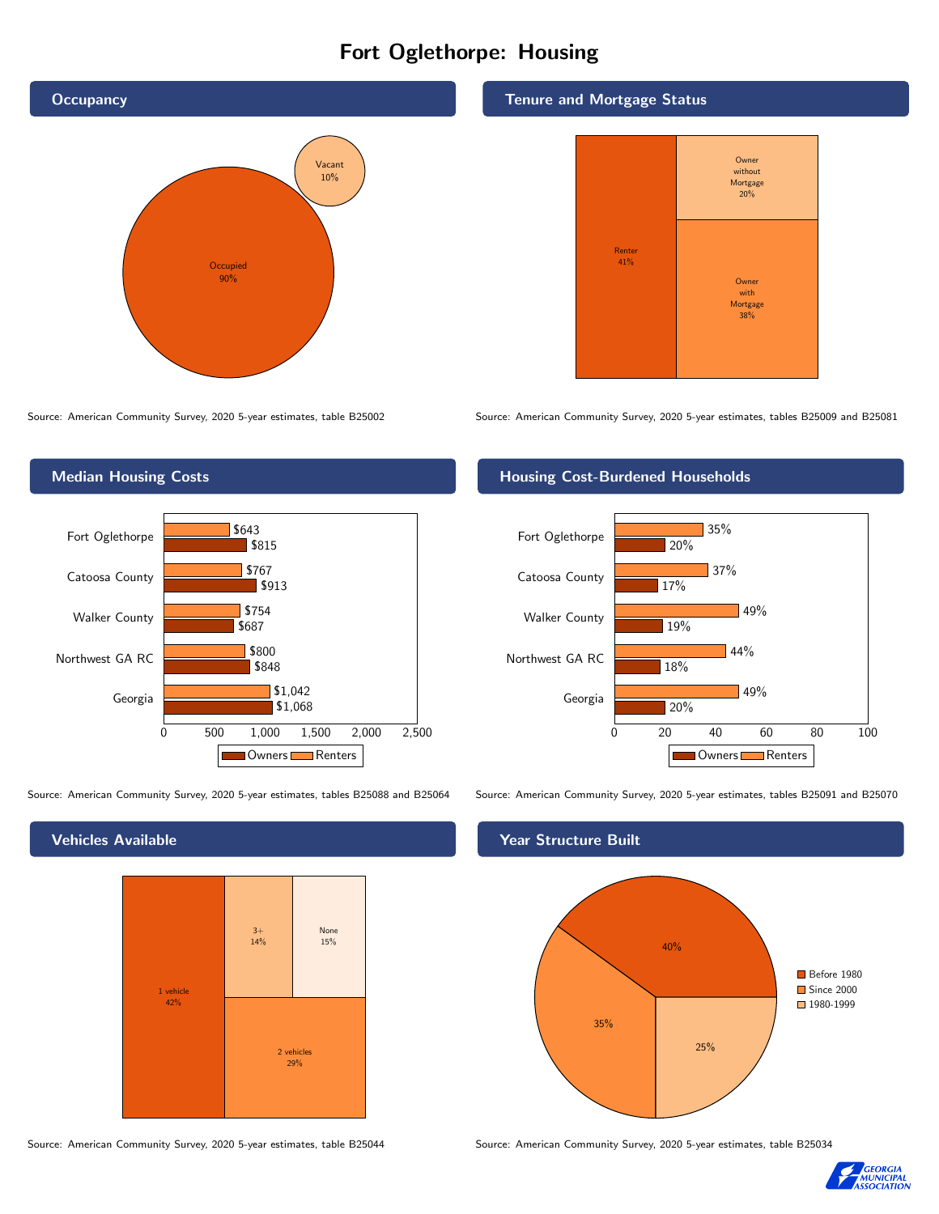# Fort Oglethorpe: Housing

## Occupancy

Vacant
10%

Occupied
90%

Source: American Community Survey, 2020 5-year estimates, table B25002

## Tenure and Mortgage Status

Renter
41%

Owner
without
Mortgage
20%

Owner
with
Mortgage
38%

Source: American Community Survey, 2020 5-year estimates, tables B25009 and B25081

## Median Housing Costs

Fort Oglethorpe
$643
$815

Catoosa County
$767
$913

Walker County
$754
$687

Northwest GA RC
$800
$848

Georgia
$1,042
$1,068

0 500 1,000 1,500 2,000 2,500

Owners Renters

Source: American Community Survey, 2020 5-year estimates, tables B25088 and B25064

## Housing Cost-Burdened Households

Fort Oglethorpe
35%
20%

Catoosa County
37%
17%

Walker County
49%
19%

Northwest GA RC
44%
18%

Georgia
49%
20%

0 20 40 60 80 100

Owners Renters

Source: American Community Survey, 2020 5-year estimates, tables B25091 and B25070

## Vehicles Available

1 vehicle
42%

3+
14%

None
15%

2 vehicles
29%

Source: American Community Survey, 2020 5-year estimates, table B25044

## Year Structure Built

40%

35%

25%

Before 1980
Since 2000
1980-1999

Source: American Community Survey, 2020 5-year estimates, table B25034

GEORGIA MUNICIPAL ASSOCIATION